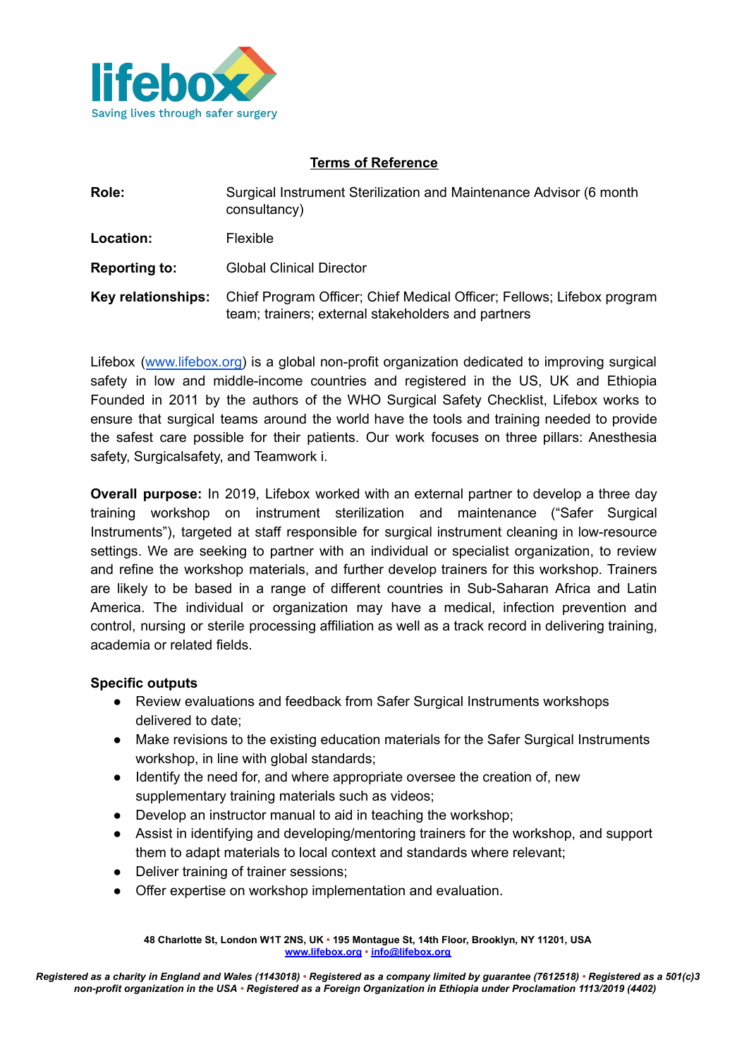lifebox
Saving lives through safer surgery

## Terms of Reference

| | |
|---|---|
| **Role:** | Surgical Instrument Sterilization and Maintenance Advisor (6 month consultancy) |
| **Location:** | Flexible |
| **Reporting to:** | Global Clinical Director |
| **Key relationships:** | Chief Program Officer; Chief Medical Officer; Fellows; Lifebox program team; trainers; external stakeholders and partners |

Lifebox (www.lifebox.org) is a global non-profit organization dedicated to improving surgical safety in low and middle-income countries and registered in the US, UK and Ethiopia Founded in 2011 by the authors of the WHO Surgical Safety Checklist, Lifebox works to ensure that surgical teams around the world have the tools and training needed to provide the safest care possible for their patients. Our work focuses on three pillars: Anesthesia safety, Surgicalsafety, and Teamwork i.

**Overall purpose:** In 2019, Lifebox worked with an external partner to develop a three day training workshop on instrument sterilization and maintenance ("Safer Surgical Instruments"), targeted at staff responsible for surgical instrument cleaning in low-resource settings. We are seeking to partner with an individual or specialist organization, to review and refine the workshop materials, and further develop trainers for this workshop. Trainers are likely to be based in a range of different countries in Sub-Saharan Africa and Latin America. The individual or organization may have a medical, infection prevention and control, nursing or sterile processing affiliation as well as a track record in delivering training, academia or related fields.

**Specific outputs**

- Review evaluations and feedback from Safer Surgical Instruments workshops delivered to date;
- Make revisions to the existing education materials for the Safer Surgical Instruments workshop, in line with global standards;
- Identify the need for, and where appropriate oversee the creation of, new supplementary training materials such as videos;
- Develop an instructor manual to aid in teaching the workshop;
- Assist in identifying and developing/mentoring trainers for the workshop, and support them to adapt materials to local context and standards where relevant;
- Deliver training of trainer sessions;
- Offer expertise on workshop implementation and evaluation.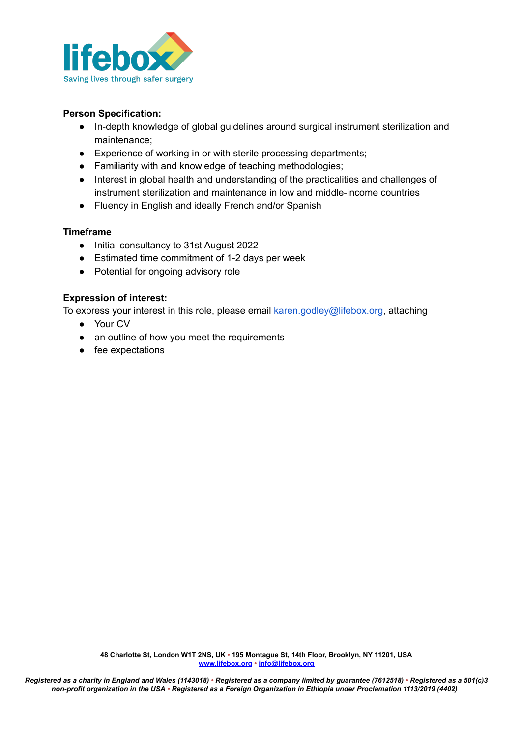**Person Specification:**

- In-depth knowledge of global guidelines around surgical instrument sterilization and maintenance;
- Experience of working in or with sterile processing departments;
- Familiarity with and knowledge of teaching methodologies;
- Interest in global health and understanding of the practicalities and challenges of instrument sterilization and maintenance in low and middle-income countries
- Fluency in English and ideally French and/or Spanish

**Timeframe**

- Initial consultancy to 31st August 2022
- Estimated time commitment of 1-2 days per week
- Potential for ongoing advisory role

**Expression of interest:**

To express your interest in this role, please email karen.godley@lifebox.org, attaching

- Your CV
- an outline of how you meet the requirements
- fee expectations